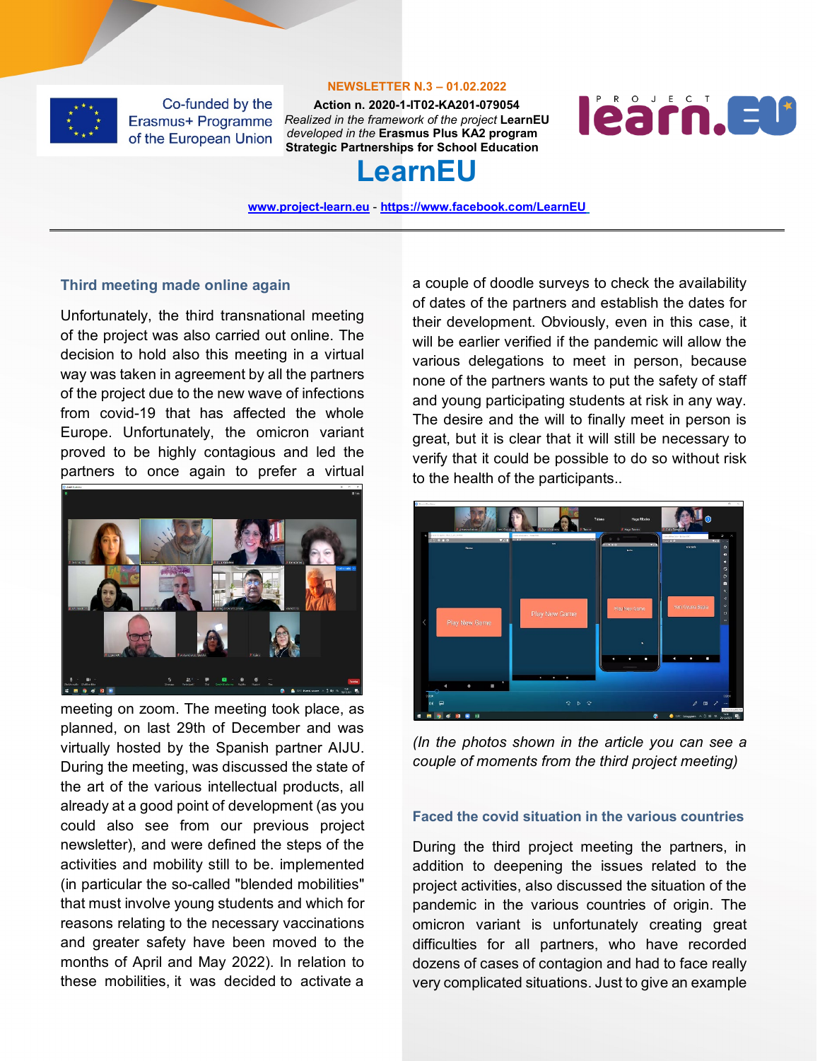Co-funded by the Erasmus+ Programme of the European Union

**NEWSLETTER N.3 – 01.02.2022**

**Action n. 2020-1-IT02-KA201-079054**

*Realized in the framework of the project* **LearnEU** *developed in the* **Erasmus Plus KA2 program Strategic Partnerships for School Education**

# LearnEU

www.project-learn.eu - https://www.facebook.com/LearnEU

---

## Third meeting made online again

Unfortunately, the third transnational meeting of the project was also carried out online. The decision to hold also this meeting in a virtual way was taken in agreement by all the partners of the project due to the new wave of infections from covid-19 that has affected the whole Europe. Unfortunately, the omicron variant proved to be highly contagious and led the partners to once again to prefer a virtual meeting on zoom. The meeting took place, as planned, on last 29th of December and was virtually hosted by the Spanish partner AIJU. During the meeting, was discussed the state of the art of the various intellectual products, all already at a good point of development (as you could also see from our previous project newsletter), and were defined the steps of the activities and mobility still to be. implemented (in particular the so-called "blended mobilities" that must involve young students and which for reasons relating to the necessary vaccinations and greater safety have been moved to the months of April and May 2022). In relation to these mobilities, it was decided to activate a couple of doodle surveys to check the availability of dates of the partners and establish the dates for their development. Obviously, even in this case, it will be earlier verified if the pandemic will allow the various delegations to meet in person, because none of the partners wants to put the safety of staff and young participating students at risk in any way. The desire and the will to finally meet in person is great, but it is clear that it will still be necessary to verify that it could be possible to do so without risk to the health of the participants..

*(In the photos shown in the article you can see a couple of moments from the third project meeting)*

## Faced the covid situation in the various countries

During the third project meeting the partners, in addition to deepening the issues related to the project activities, also discussed the situation of the pandemic in the various countries of origin. The omicron variant is unfortunately creating great difficulties for all partners, who have recorded dozens of cases of contagion and had to face really very complicated situations. Just to give an example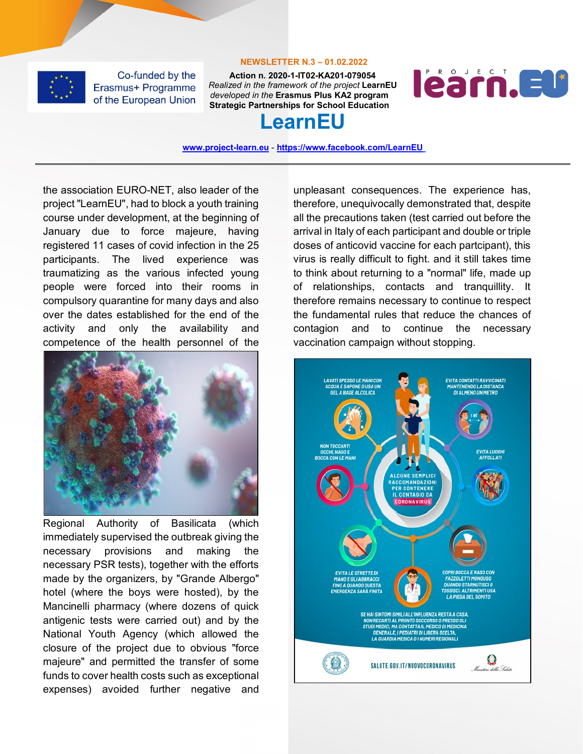the association EURO-NET, also leader of the project "LearnEU", had to block a youth training course under development, at the beginning of January due to force majeure, having registered 11 cases of covid infection in the 25 participants. The lived experience was traumatizing as the various infected young people were forced into their rooms in compulsory quarantine for many days and also over the dates established for the end of the activity and only the availability and competence of the health personnel of the Regional Authority of Basilicata (which immediately supervised the outbreak giving the necessary provisions and making the necessary PSR tests), together with the efforts made by the organizers, by "Grande Albergo" hotel (where the boys were hosted), by the Mancinelli pharmacy (where dozens of quick antigenic tests were carried out) and by the National Youth Agency (which allowed the closure of the project due to obvious "force majeure" and permitted the transfer of some funds to cover health costs such as exceptional expenses) avoided further negative and unpleasant consequences. The experience has, therefore, unequivocally demonstrated that, despite all the precautions taken (test carried out before the arrival in Italy of each participant and double or triple doses of anticovid vaccine for each partcipant), this virus is really difficult to fight. and it still takes time to think about returning to a "normal" life, made up of relationships, contacts and tranquillity. It therefore remains necessary to continue to respect the fundamental rules that reduce the chances of contagion and to continue the necessary vaccination campaign without stopping.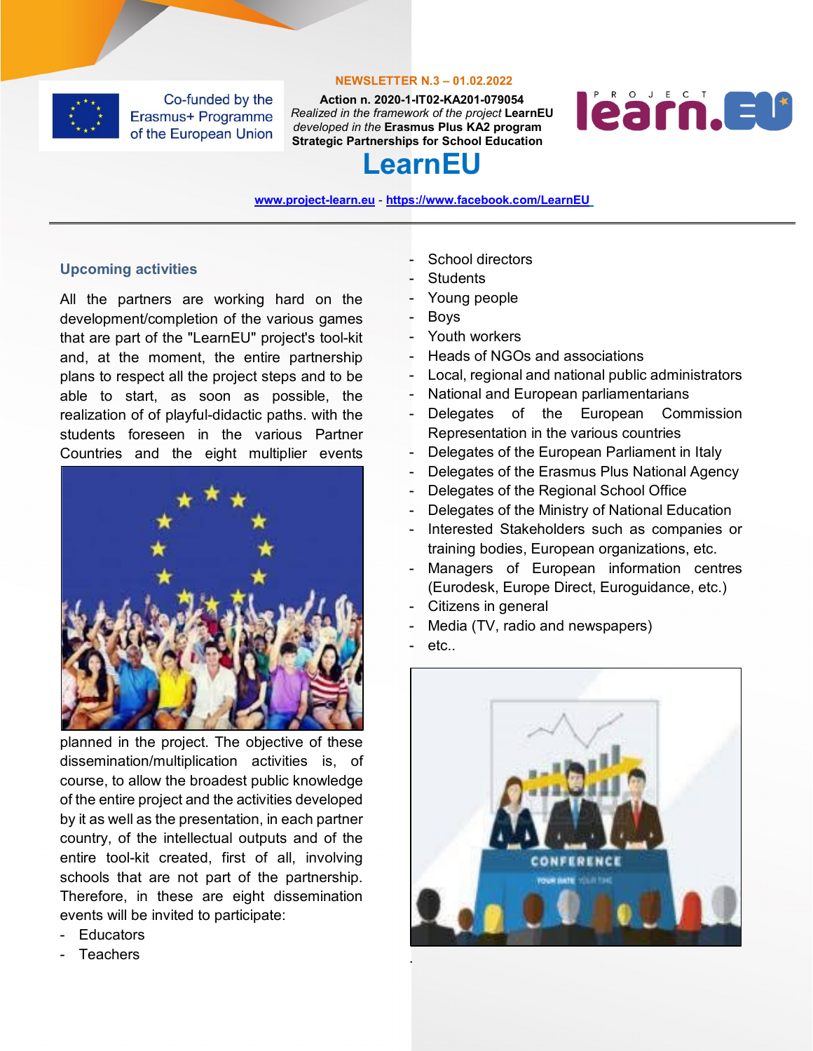NEWSLETTER N.3 – 01.02.2022

Co-funded by the Erasmus+ Programme of the European Union

**Action n. 2020-1-IT02-KA201-079054**
*Realized in the framework of the project* **LearnEU**
*developed in the* **Erasmus Plus KA2 program**
**Strategic Partnerships for School Education**

# LearnEU

[www.project-learn.eu](http://www.project-learn.eu) - [https://www.facebook.com/LearnEU](https://www.facebook.com/LearnEU)

---

### Upcoming activities

All the partners are working hard on the development/completion of the various games that are part of the "LearnEU" project's tool-kit and, at the moment, the entire partnership plans to respect all the project steps and to be able to start, as soon as possible, the realization of of playful-didactic paths. with the students foreseen in the various Partner Countries and the eight multiplier events planned in the project. The objective of these dissemination/multiplication activities is, of course, to allow the broadest public knowledge of the entire project and the activities developed by it as well as the presentation, in each partner country, of the intellectual outputs and of the entire tool-kit created, first of all, involving schools that are not part of the partnership. Therefore, in these are eight dissemination events will be invited to participate:

- Educators
- Teachers
- School directors
- Students
- Young people
- Boys
- Youth workers
- Heads of NGOs and associations
- Local, regional and national public administrators
- National and European parliamentarians
- Delegates of the European Commission Representation in the various countries
- Delegates of the European Parliament in Italy
- Delegates of the Erasmus Plus National Agency
- Delegates of the Regional School Office
- Delegates of the Ministry of National Education
- Interested Stakeholders such as companies or training bodies, European organizations, etc.
- Managers of European information centres (Eurodesk, Europe Direct, Euroguidance, etc.)
- Citizens in general
- Media (TV, radio and newspapers)
- etc..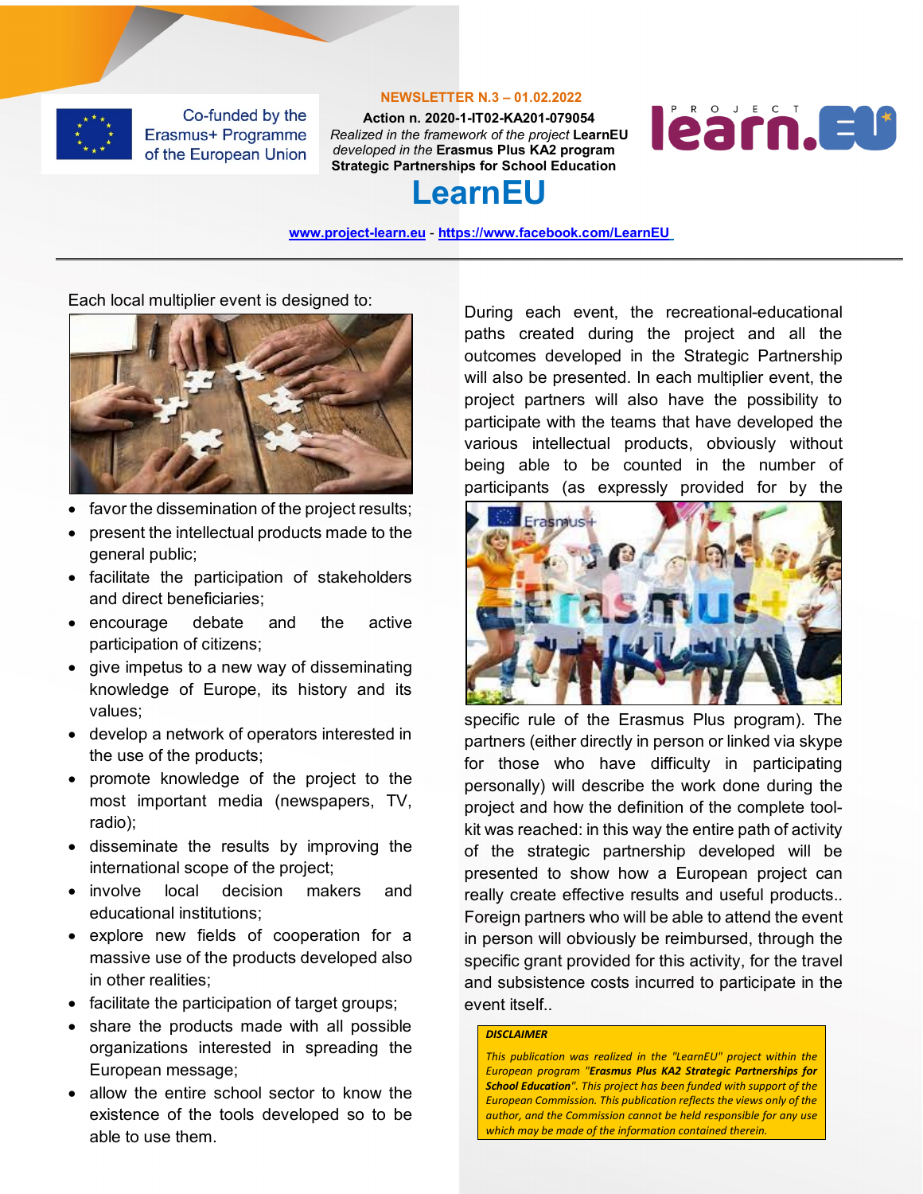Co-funded by the Erasmus+ Programme of the European Union

NEWSLETTER N.3 – 01.02.2022

**Action n. 2020-1-IT02-KA201-079054**
*Realized in the framework of the project* **LearnEU**
*developed in the* **Erasmus Plus KA2 program**
**Strategic Partnerships for School Education**

# LearnEU

[www.project-learn.eu](www.project-learn.eu) - [https://www.facebook.com/LearnEU](https://www.facebook.com/LearnEU)

---

Each local multiplier event is designed to:

- favor the dissemination of the project results;
- present the intellectual products made to the general public;
- facilitate the participation of stakeholders and direct beneficiaries;
- encourage debate and the active participation of citizens;
- give impetus to a new way of disseminating knowledge of Europe, its history and its values;
- develop a network of operators interested in the use of the products;
- promote knowledge of the project to the most important media (newspapers, TV, radio);
- disseminate the results by improving the international scope of the project;
- involve local decision makers and educational institutions;
- explore new fields of cooperation for a massive use of the products developed also in other realities;
- facilitate the participation of target groups;
- share the products made with all possible organizations interested in spreading the European message;
- allow the entire school sector to know the existence of the tools developed so to be able to use them.

During each event, the recreational-educational paths created during the project and all the outcomes developed in the Strategic Partnership will also be presented. In each multiplier event, the project partners will also have the possibility to participate with the teams that have developed the various intellectual products, obviously without being able to be counted in the number of participants (as expressly provided for by the specific rule of the Erasmus Plus program). The partners (either directly in person or linked via skype for those who have difficulty in participating personally) will describe the work done during the project and how the definition of the complete tool-kit was reached: in this way the entire path of activity of the strategic partnership developed will be presented to show how a European project can really create effective results and useful products.. Foreign partners who will be able to attend the event in person will obviously be reimbursed, through the specific grant provided for this activity, for the travel and subsistence costs incurred to participate in the event itself..

***DISCLAIMER***

*This publication was realized in the "LearnEU" project within the European program* ***"Erasmus Plus KA2 Strategic Partnerships for School Education"****. This project has been funded with support of the European Commission. This publication reflects the views only of the author, and the Commission cannot be held responsible for any use which may be made of the information contained therein.*